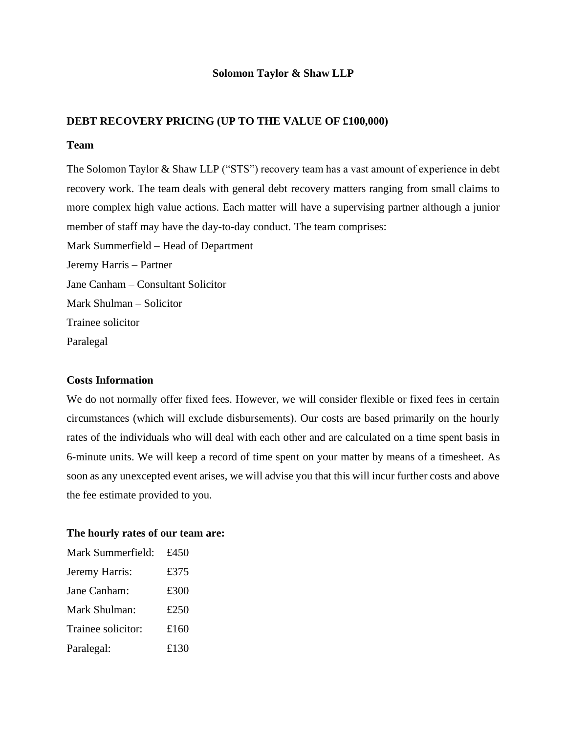**Solomon Taylor & Shaw LLP**

## DEBT RECOVERY PRICING (UP TO THE VALUE OF £100,000)

### Team

The Solomon Taylor & Shaw LLP ("STS") recovery team has a vast amount of experience in debt recovery work. The team deals with general debt recovery matters ranging from small claims to more complex high value actions. Each matter will have a supervising partner although a junior member of staff may have the day-to-day conduct. The team comprises:

Mark Summerfield – Head of Department
Jeremy Harris – Partner
Jane Canham – Consultant Solicitor
Mark Shulman – Solicitor
Trainee solicitor
Paralegal

### Costs Information

We do not normally offer fixed fees. However, we will consider flexible or fixed fees in certain circumstances (which will exclude disbursements). Our costs are based primarily on the hourly rates of the individuals who will deal with each other and are calculated on a time spent basis in 6-minute units. We will keep a record of time spent on your matter by means of a timesheet. As soon as any unexcepted event arises, we will advise you that this will incur further costs and above the fee estimate provided to you.

### The hourly rates of our team are:

| | |
|---|---|
| Mark Summerfield: | £450 |
| Jeremy Harris: | £375 |
| Jane Canham: | £300 |
| Mark Shulman: | £250 |
| Trainee solicitor: | £160 |
| Paralegal: | £130 |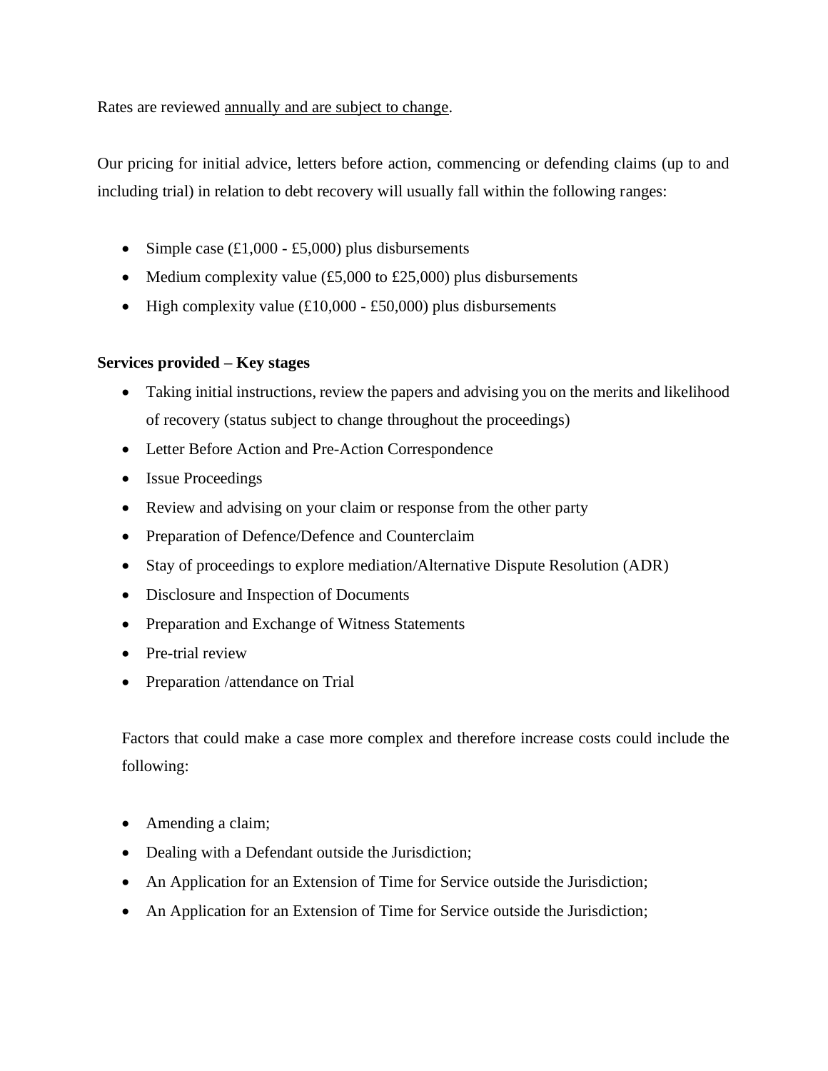Rates are reviewed <u>annually and are subject to change</u>.

Our pricing for initial advice, letters before action, commencing or defending claims (up to and including trial) in relation to debt recovery will usually fall within the following ranges:

- Simple case (£1,000 - £5,000) plus disbursements
- Medium complexity value (£5,000 to £25,000) plus disbursements
- High complexity value (£10,000 - £50,000) plus disbursements

**Services provided – Key stages**

- Taking initial instructions, review the papers and advising you on the merits and likelihood of recovery (status subject to change throughout the proceedings)
- Letter Before Action and Pre-Action Correspondence
- Issue Proceedings
- Review and advising on your claim or response from the other party
- Preparation of Defence/Defence and Counterclaim
- Stay of proceedings to explore mediation/Alternative Dispute Resolution (ADR)
- Disclosure and Inspection of Documents
- Preparation and Exchange of Witness Statements
- Pre-trial review
- Preparation /attendance on Trial

Factors that could make a case more complex and therefore increase costs could include the following:

- Amending a claim;
- Dealing with a Defendant outside the Jurisdiction;
- An Application for an Extension of Time for Service outside the Jurisdiction;
- An Application for an Extension of Time for Service outside the Jurisdiction;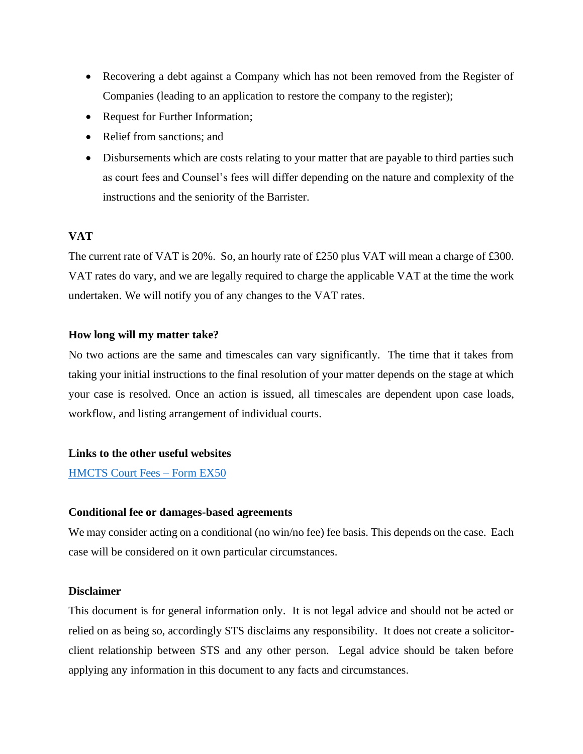- Recovering a debt against a Company which has not been removed from the Register of Companies (leading to an application to restore the company to the register);
- Request for Further Information;
- Relief from sanctions; and
- Disbursements which are costs relating to your matter that are payable to third parties such as court fees and Counsel's fees will differ depending on the nature and complexity of the instructions and the seniority of the Barrister.

**VAT**

The current rate of VAT is 20%. So, an hourly rate of £250 plus VAT will mean a charge of £300. VAT rates do vary, and we are legally required to charge the applicable VAT at the time the work undertaken. We will notify you of any changes to the VAT rates.

**How long will my matter take?**

No two actions are the same and timescales can vary significantly. The time that it takes from taking your initial instructions to the final resolution of your matter depends on the stage at which your case is resolved. Once an action is issued, all timescales are dependent upon case loads, workflow, and listing arrangement of individual courts.

**Links to the other useful websites**

HMCTS Court Fees – Form EX50

**Conditional fee or damages-based agreements**

We may consider acting on a conditional (no win/no fee) fee basis. This depends on the case. Each case will be considered on it own particular circumstances.

**Disclaimer**

This document is for general information only. It is not legal advice and should not be acted or relied on as being so, accordingly STS disclaims any responsibility. It does not create a solicitor-client relationship between STS and any other person. Legal advice should be taken before applying any information in this document to any facts and circumstances.